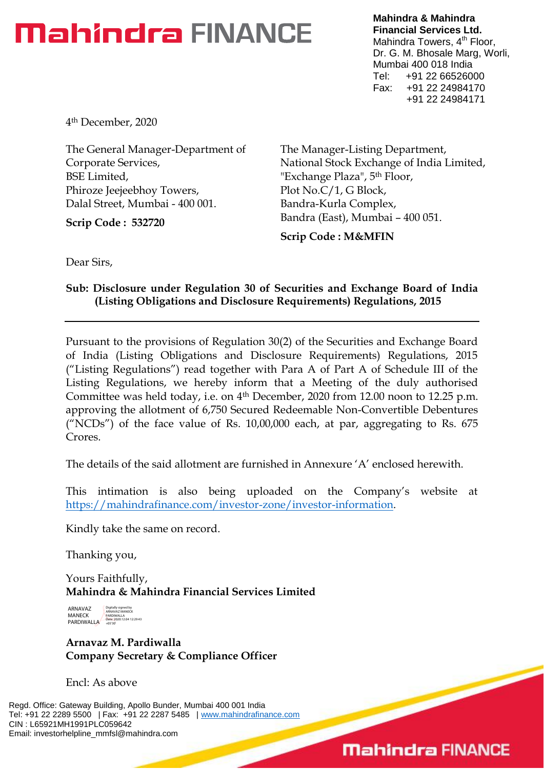# Mahindra FINANCE

**Mahindra & Mahindra Financial Services Ltd.**
Mahindra Towers, 4th Floor,
Dr. G. M. Bhosale Marg, Worli,
Mumbai 400 018 India
Tel: +91 22 66526000
Fax: +91 22 24984170
+91 22 24984171

4th December, 2020

The General Manager-Department of Corporate Services,
BSE Limited,
Phiroze Jeejeebhoy Towers,
Dalal Street, Mumbai - 400 001.

**Scrip Code : 532720**

The Manager-Listing Department,
National Stock Exchange of India Limited,
"Exchange Plaza", 5th Floor,
Plot No.C/1, G Block,
Bandra-Kurla Complex,
Bandra (East), Mumbai – 400 051.

**Scrip Code : M&MFIN**

Dear Sirs,

**Sub: Disclosure under Regulation 30 of Securities and Exchange Board of India (Listing Obligations and Disclosure Requirements) Regulations, 2015**

---

Pursuant to the provisions of Regulation 30(2) of the Securities and Exchange Board of India (Listing Obligations and Disclosure Requirements) Regulations, 2015 ("Listing Regulations") read together with Para A of Part A of Schedule III of the Listing Regulations, we hereby inform that a Meeting of the duly authorised Committee was held today, i.e. on 4th December, 2020 from 12.00 noon to 12.25 p.m. approving the allotment of 6,750 Secured Redeemable Non-Convertible Debentures ("NCDs") of the face value of Rs. 10,00,000 each, at par, aggregating to Rs. 675 Crores.

The details of the said allotment are furnished in Annexure 'A' enclosed herewith.

This intimation is also being uploaded on the Company's website at https://mahindrafinance.com/investor-zone/investor-information.

Kindly take the same on record.

Thanking you,

Yours Faithfully,
**Mahindra & Mahindra Financial Services Limited**

ARNAVAZ MANECK PARDIWALLA
Digitally signed by ARNAVAZ MANECK PARDIWALLA
Date: 2020.12.04 12:29:43 +05'30'

**Arnavaz M. Pardiwalla**
**Company Secretary & Compliance Officer**

Encl: As above

Regd. Office: Gateway Building, Apollo Bunder, Mumbai 400 001 India
Tel: +91 22 2289 5500 | Fax: +91 22 2287 5485 | www.mahindrafinance.com
CIN : L65921MH1991PLC059642
Email: investorhelpline_mmfsl@mahindra.com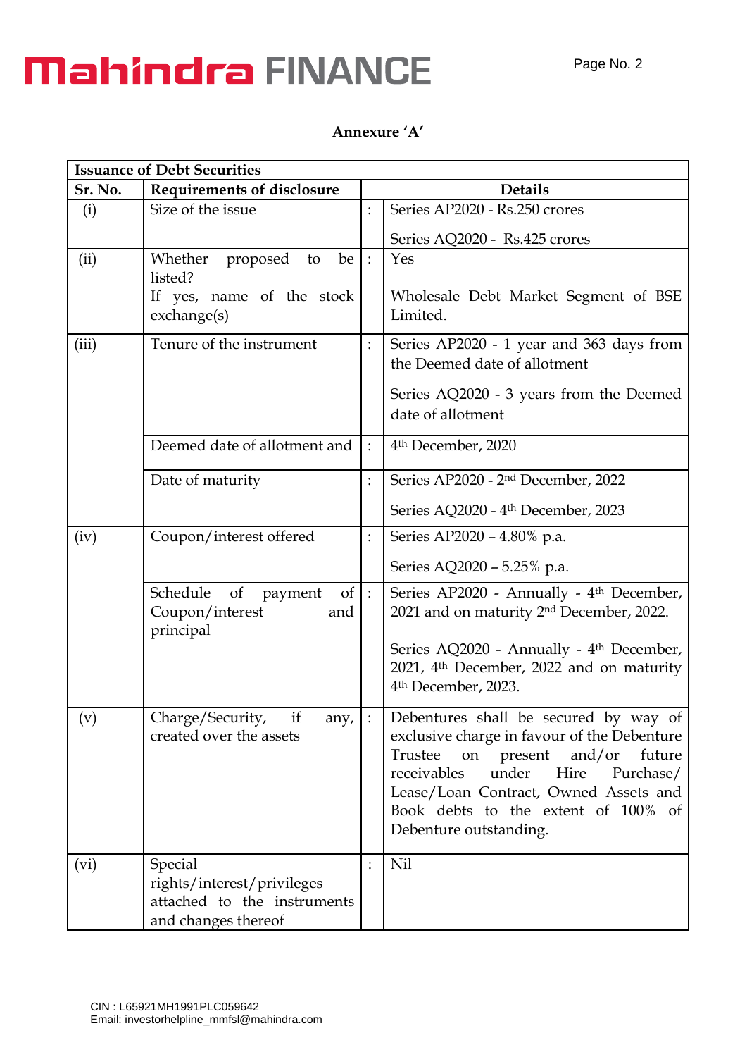**Annexure 'A'**

| Issuance of Debt Securities | | | |
|---|---|---|---|
| **Sr. No.** | **Requirements of disclosure** | | **Details** |
| (i) | Size of the issue | : | Series AP2020 - Rs.250 crores<br><br>Series AQ2020 - Rs.425 crores |
| (ii) | Whether proposed to be listed?<br>If yes, name of the stock exchange(s) | : | Yes<br><br>Wholesale Debt Market Segment of BSE Limited. |
| (iii) | Tenure of the instrument | : | Series AP2020 - 1 year and 363 days from the Deemed date of allotment<br><br>Series AQ2020 - 3 years from the Deemed date of allotment |
| | Deemed date of allotment and | : | 4th December, 2020 |
| | Date of maturity | : | Series AP2020 - 2nd December, 2022<br><br>Series AQ2020 - 4th December, 2023 |
| (iv) | Coupon/interest offered | : | Series AP2020 – 4.80% p.a.<br><br>Series AQ2020 – 5.25% p.a. |
| | Schedule of payment of Coupon/interest and principal | : | Series AP2020 - Annually - 4th December, 2021 and on maturity 2nd December, 2022.<br><br>Series AQ2020 - Annually - 4th December, 2021, 4th December, 2022 and on maturity 4th December, 2023. |
| (v) | Charge/Security, if any, created over the assets | : | Debentures shall be secured by way of exclusive charge in favour of the Debenture Trustee on present and/or future receivables under Hire Purchase/ Lease/Loan Contract, Owned Assets and Book debts to the extent of 100% of Debenture outstanding. |
| (vi) | Special rights/interest/privileges attached to the instruments and changes thereof | : | Nil |

CIN : L65921MH1991PLC059642
Email: investorhelpline_mmfsl@mahindra.com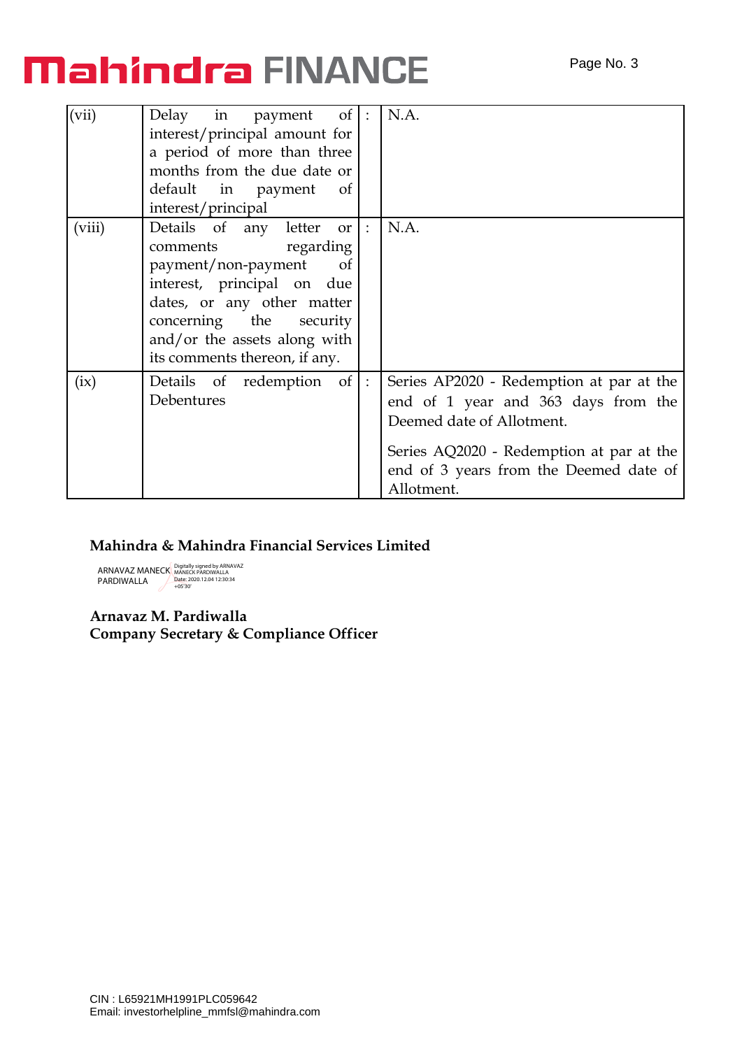| | | | |
|---|---|---|---|
| (vii) | Delay in payment of interest/principal amount for a period of more than three months from the due date or default in payment of interest/principal | : | N.A. |
| (viii) | Details of any letter or comments regarding payment/non-payment of interest, principal on due dates, or any other matter concerning the security and/or the assets along with its comments thereon, if any. | : | N.A. |
| (ix) | Details of redemption of Debentures | : | Series AP2020 - Redemption at par at the end of 1 year and 363 days from the Deemed date of Allotment.<br><br>Series AQ2020 - Redemption at par at the end of 3 years from the Deemed date of Allotment. |

**Mahindra & Mahindra Financial Services Limited**

ARNAVAZ MANECK PARDIWALLA Digitally signed by ARNAVAZ MANECK PARDIWALLA Date: 2020.12.04 12:30:34 +05'30'

**Arnavaz M. Pardiwalla**
**Company Secretary & Compliance Officer**

CIN : L65921MH1991PLC059642
Email: investorhelpline_mmfsl@mahindra.com